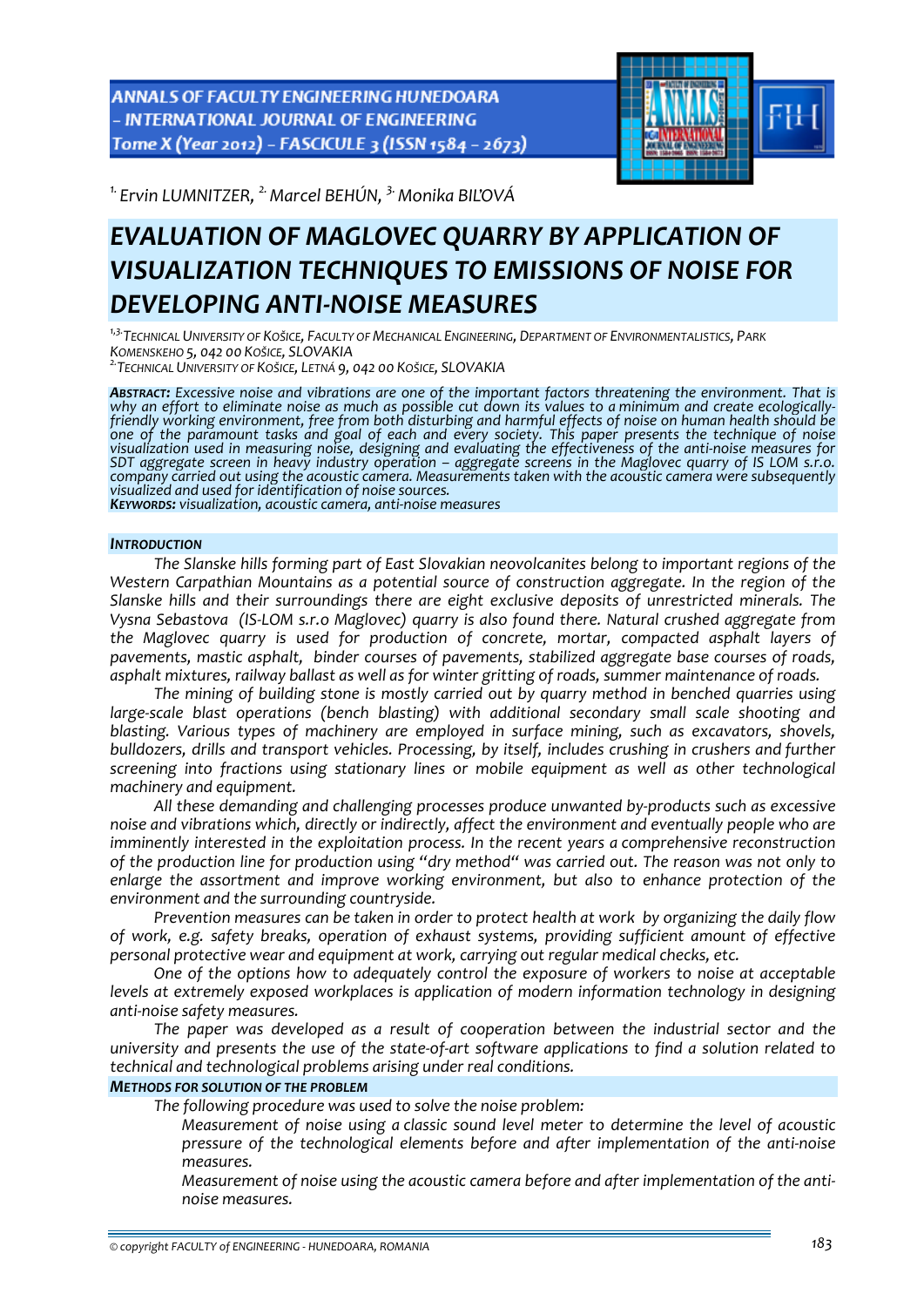[1.] Ervin LUMNITZER, [2.] Marcel BEHÚN, [3.] Monika BIĽOVÁ

# EVALUATION OF MAGLOVEC QUARRY BY APPLICATION OF VISUALIZATION TECHNIQUES TO EMISSIONS OF NOISE FOR DEVELOPING ANTI-NOISE MEASURES

[1,3.] TECHNICAL UNIVERSITY OF KOŠICE, FACULTY OF MECHANICAL ENGINEERING, DEPARTMENT OF ENVIRONMENTALISTICS, PARK KOMENSKEHO 5, 042 00 KOŠICE, SLOVAKIA
[2.] TECHNICAL UNIVERSITY OF KOŠICE, LETNÁ 9, 042 00 KOŠICE, SLOVAKIA

***ABSTRACT:*** *Excessive noise and vibrations are one of the important factors threatening the environment. That is why an effort to eliminate noise as much as possible cut down its values to a minimum and create ecologically-friendly working environment, free from both disturbing and harmful effects of noise on human health should be one of the paramount tasks and goal of each and every society. This paper presents the technique of noise visualization used in measuring noise, designing and evaluating the effectiveness of the anti-noise measures for SDT aggregate screen in heavy industry operation – aggregate screens in the Maglovec quarry of IS LOM s.r.o. company carried out using the acoustic camera. Measurements taken with the acoustic camera were subsequently visualized and used for identification of noise sources.*
***KEYWORDS:*** *visualization, acoustic camera, anti-noise measures*

## INTRODUCTION

The Slanske hills forming part of East Slovakian neovolcanites belong to important regions of the Western Carpathian Mountains as a potential source of construction aggregate. In the region of the Slanske hills and their surroundings there are eight exclusive deposits of unrestricted minerals. The Vysna Sebastova (IS-LOM s.r.o Maglovec) quarry is also found there. Natural crushed aggregate from the Maglovec quarry is used for production of concrete, mortar, compacted asphalt layers of pavements, mastic asphalt, binder courses of pavements, stabilized aggregate base courses of roads, asphalt mixtures, railway ballast as well as for winter gritting of roads, summer maintenance of roads.

The mining of building stone is mostly carried out by quarry method in benched quarries using large-scale blast operations (bench blasting) with additional secondary small scale shooting and blasting. Various types of machinery are employed in surface mining, such as excavators, shovels, bulldozers, drills and transport vehicles. Processing, by itself, includes crushing in crushers and further screening into fractions using stationary lines or mobile equipment as well as other technological machinery and equipment.

All these demanding and challenging processes produce unwanted by-products such as excessive noise and vibrations which, directly or indirectly, affect the environment and eventually people who are imminently interested in the exploitation process. In the recent years a comprehensive reconstruction of the production line for production using "dry method" was carried out. The reason was not only to enlarge the assortment and improve working environment, but also to enhance protection of the environment and the surrounding countryside.

Prevention measures can be taken in order to protect health at work by organizing the daily flow of work, e.g. safety breaks, operation of exhaust systems, providing sufficient amount of effective personal protective wear and equipment at work, carrying out regular medical checks, etc.

One of the options how to adequately control the exposure of workers to noise at acceptable levels at extremely exposed workplaces is application of modern information technology in designing anti-noise safety measures.

The paper was developed as a result of cooperation between the industrial sector and the university and presents the use of the state-of-art software applications to find a solution related to technical and technological problems arising under real conditions.

## METHODS FOR SOLUTION OF THE PROBLEM

The following procedure was used to solve the noise problem:

- Measurement of noise using a classic sound level meter to determine the level of acoustic pressure of the technological elements before and after implementation of the anti-noise measures.
- Measurement of noise using the acoustic camera before and after implementation of the anti-noise measures.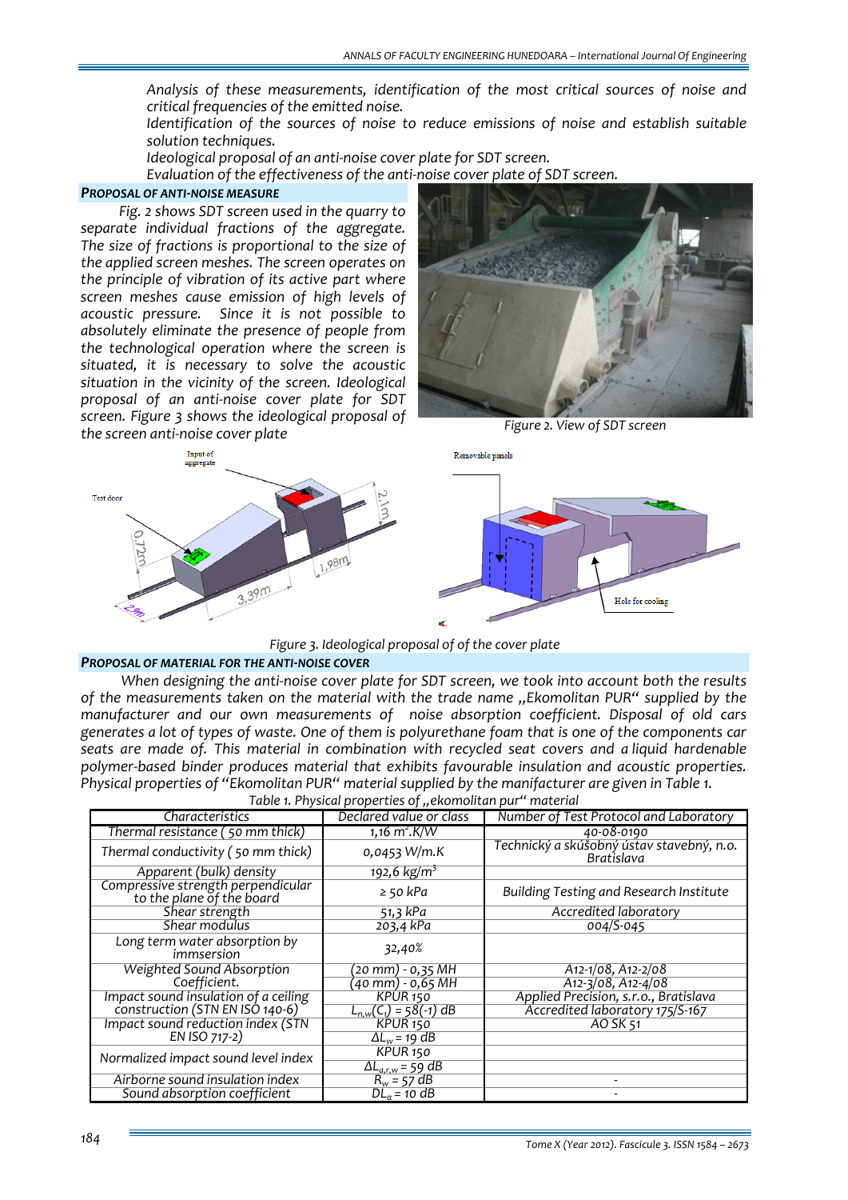*Analysis of these measurements, identification of the most critical sources of noise and critical frequencies of the emitted noise.*

*Identification of the sources of noise to reduce emissions of noise and establish suitable solution techniques.*

*Ideological proposal of an anti-noise cover plate for SDT screen.*

*Evaluation of the effectiveness of the anti-noise cover plate of SDT screen.*

## PROPOSAL OF ANTI-NOISE MEASURE

*Fig. 2 shows SDT screen used in the quarry to separate individual fractions of the aggregate. The size of fractions is proportional to the size of the applied screen meshes. The screen operates on the principle of vibration of its active part where screen meshes cause emission of high levels of acoustic pressure. Since it is not possible to absolutely eliminate the presence of people from the technological operation where the screen is situated, it is necessary to solve the acoustic situation in the vicinity of the screen. Ideological proposal of an anti-noise cover plate for SDT screen. Figure 3 shows the ideological proposal of the screen anti-noise cover plate*

*Figure 2. View of SDT screen*

*Figure 3. Ideological proposal of of the cover plate*

## PROPOSAL OF MATERIAL FOR THE ANTI-NOISE COVER

*When designing the anti-noise cover plate for SDT screen, we took into account both the results of the measurements taken on the material with the trade name „Ekomolitan PUR" supplied by the manufacturer and our own measurements of noise absorption coefficient. Disposal of old cars generates a lot of types of waste. One of them is polyurethane foam that is one of the components car seats are made of. This material in combination with recycled seat covers and a liquid hardenable polymer-based binder produces material that exhibits favourable insulation and acoustic properties. Physical properties of "Ekomolitan PUR" material supplied by the manifacturer are given in Table 1.*

*Table 1. Physical properties of „ekomolitan pur" material*

| Characteristics | Declared value or class | Number of Test Protocol and Laboratory |
|---|---|---|
| Thermal resistance ( 50 mm thick) | 1,16 m².K/W | 40-08-0190 |
| Thermal conductivity ( 50 mm thick) | 0,0453 W/m.K | Technický a skúšobný ústav stavebný, n.o. Bratislava |
| Apparent (bulk) density | 192,6 kg/m³ | |
| Compressive strength perpendicular to the plane of the board | ≥ 50 kPa | Building Testing and Research Institute |
| Shear strength | 51,3 kPa | Accredited laboratory |
| Shear modulus | 203,4 kPa | 004/S-045 |
| Long term water absorption by immersion | 32,40% | |
| Weighted Sound Absorption Coefficient. | (20 mm) - 0,35 MH<br>(40 mm) - 0,65 MH | A12-1/08, A12-2/08<br>A12-3/08, A12-4/08 |
| Impact sound insulation of a ceiling construction (STN EN ISO 140-6) | KPUR 150<br>$L_{n,w}(C_I) = 58(-1)$ dB | Applied Precision, s.r.o., Bratislava<br>Accredited laboratory 175/S-167 |
| Impact sound reduction index (STN EN ISO 717-2) | KPUR 150<br>$\Delta L_w = 19$ dB | AO SK 51 |
| Normalized impact sound level index | KPUR 150<br>$\Delta L_{a,r,w} = 59$ dB | |
| Airborne sound insulation index | $R_w = 57$ dB | - |
| Sound absorption coefficient | $DL_\alpha = 10$ dB | - |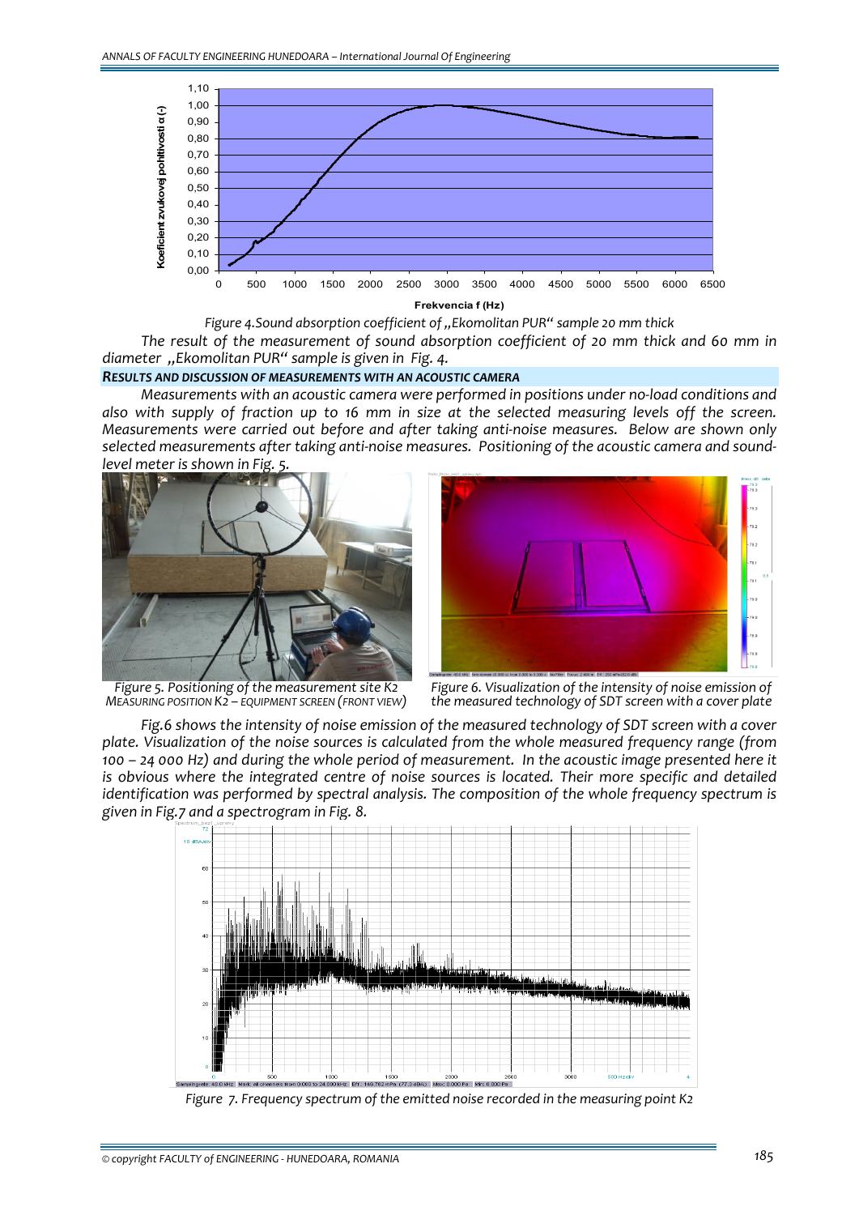Figure 4.Sound absorption coefficient of „Ekomolitan PUR“ sample 20 mm thick

*The result of the measurement of sound absorption coefficient of 20 mm thick and 60 mm in diameter „Ekomolitan PUR“ sample is given in Fig. 4.*

### RESULTS AND DISCUSSION OF MEASUREMENTS WITH AN ACOUSTIC CAMERA

*Measurements with an acoustic camera were performed in positions under no-load conditions and also with supply of fraction up to 16 mm in size at the selected measuring levels off the screen. Measurements were carried out before and after taking anti-noise measures. Below are shown only selected measurements after taking anti-noise measures. Positioning of the acoustic camera and sound-level meter is shown in Fig. 5.*

Figure 5. Positioning of the measurement site K2 MEASURING POSITION K2 – EQUIPMENT SCREEN (FRONT VIEW)

Figure 6. Visualization of the intensity of noise emission of the measured technology of SDT screen with a cover plate

*Fig.6 shows the intensity of noise emission of the measured technology of SDT screen with a cover plate. Visualization of the noise sources is calculated from the whole measured frequency range (from 100 – 24 000 Hz) and during the whole period of measurement. In the acoustic image presented here it is obvious where the integrated centre of noise sources is located. Their more specific and detailed identification was performed by spectral analysis. The composition of the whole frequency spectrum is given in Fig.7 and a spectrogram in Fig. 8.*

Figure 7. Frequency spectrum of the emitted noise recorded in the measuring point K2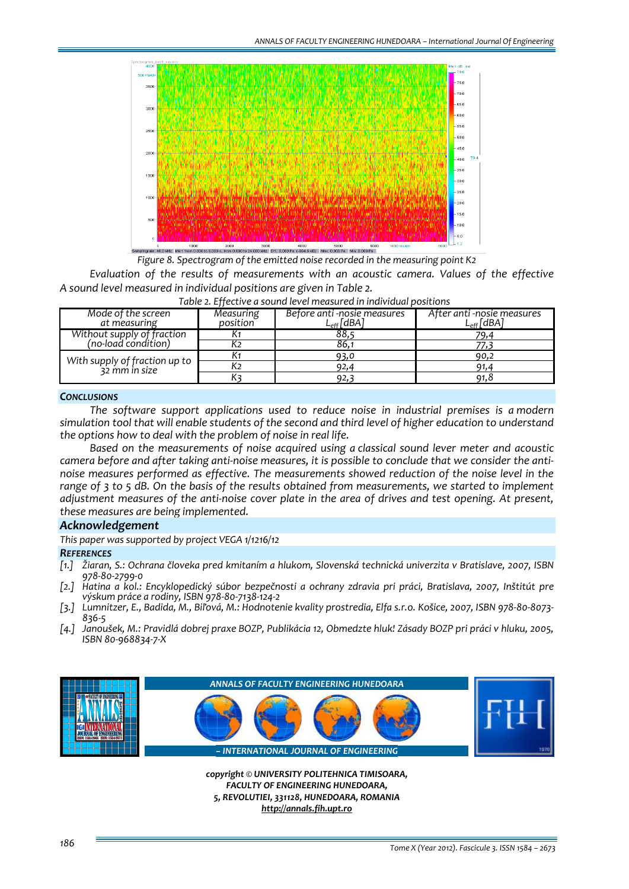Figure 8. Spectrogram of the emitted noise recorded in the measuring point K2

*Evaluation of the results of measurements with an acoustic camera. Values of the effective A sound level measured in individual positions are given in Table 2.*

Table 2. Effective a sound level measured in individual positions

| Mode of the screen at measuring | Measuring position | Before anti -nosie measures $L_{eff}$ [dBA] | After anti -nosie measures $L_{eff}$ [dBA] |
|---|---|---|---|
| Without supply of fraction (no-load condition) | K1 | 88,5 | 79,4 |
| | K2 | 86,1 | 77,3 |
| With supply of fraction up to 32 mm in size | K1 | 93,0 | 90,2 |
| | K2 | 92,4 | 91,4 |
| | K3 | 92,3 | 91,8 |

## CONCLUSIONS

*The software support applications used to reduce noise in industrial premises is a modern simulation tool that will enable students of the second and third level of higher education to understand the options how to deal with the problem of noise in real life.*

*Based on the measurements of noise acquired using a classical sound lever meter and acoustic camera before and after taking anti-noise measures, it is possible to conclude that we consider the anti-noise measures performed as effective. The measurements showed reduction of the noise level in the range of 3 to 5 dB. On the basis of the results obtained from measurements, we started to implement adjustment measures of the anti-noise cover plate in the area of drives and test opening. At present, these measures are being implemented.*

## Acknowledgement

*This paper was supported by project VEGA 1/1216/12*

## REFERENCES

[1.] Žiaran, S.: Ochrana človeka pred kmitaním a hlukom, Slovenská technická univerzita v Bratislave, 2007, ISBN 978-80-2799-0

[2.] Hatina a kol.: Encyklopedický súbor bezpečnosti a ochrany zdravia pri práci, Bratislava, 2007, Inštitút pre výskum práce a rodiny, ISBN 978-80-7138-124-2

[3.] Lumnitzer, E., Badida, M., Biľová, M.: Hodnotenie kvality prostredia, Elfa s.r.o. Košice, 2007, ISBN 978-80-8073-836-5

[4.] Janoušek, M.: Pravidlá dobrej praxe BOZP, Publikácia 12, Obmedzte hluk! Zásady BOZP pri práci v hluku, 2005, ISBN 80-968834-7-X

ANNALS OF FACULTY ENGINEERING HUNEDOARA – INTERNATIONAL JOURNAL OF ENGINEERING

*copyright © UNIVERSITY POLITEHNICA TIMISOARA, FACULTY OF ENGINEERING HUNEDOARA, 5, REVOLUTIEI, 331128, HUNEDOARA, ROMANIA*
*http://annals.fih.upt.ro*